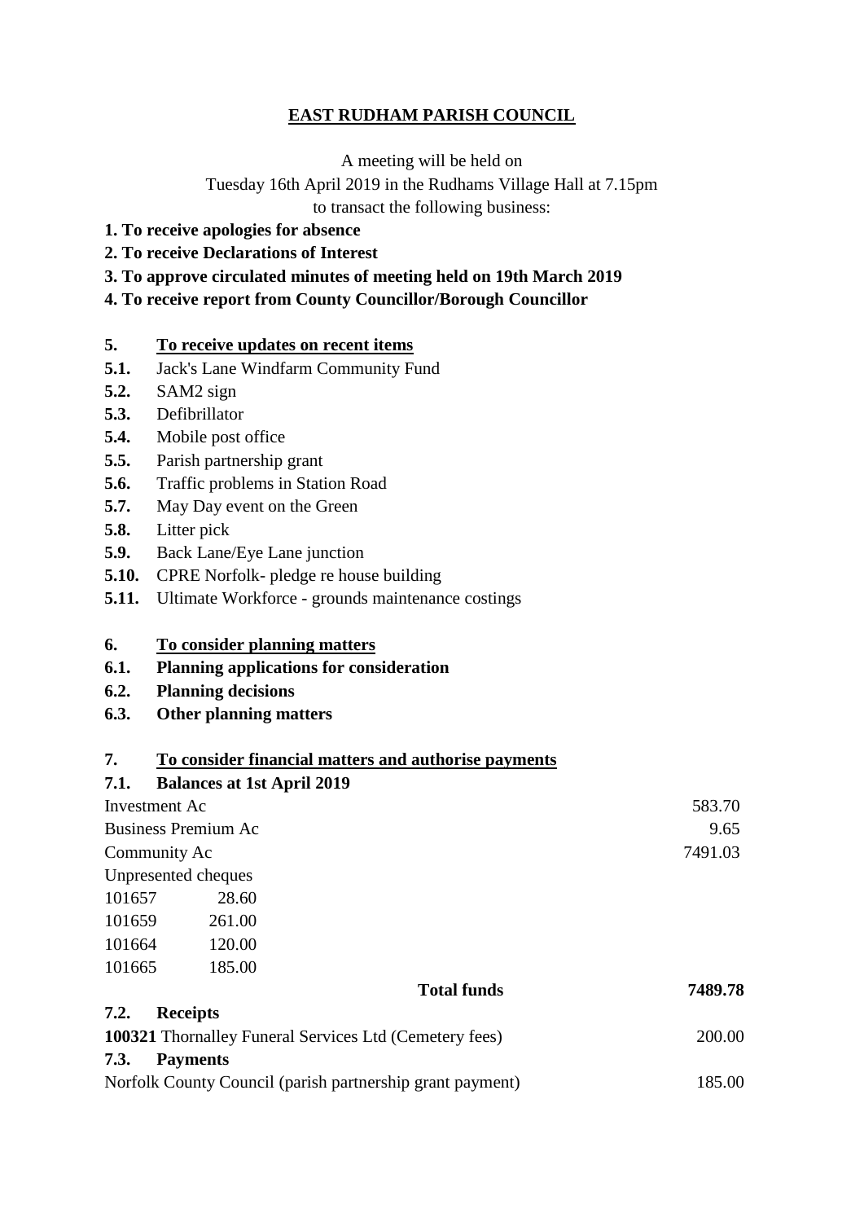# EAST RUDHAM PARISH COUNCIL

A meeting will be held on
Tuesday 16th April 2019 in the Rudhams Village Hall at 7.15pm
to transact the following business:

**1. To receive apologies for absence**

**2. To receive Declarations of Interest**

**3. To approve circulated minutes of meeting held on 19th March 2019**

**4. To receive report from County Councillor/Borough Councillor**

## 5. To receive updates on recent items

**5.1.** Jack's Lane Windfarm Community Fund
**5.2.** SAM2 sign
**5.3.** Defibrillator
**5.4.** Mobile post office
**5.5.** Parish partnership grant
**5.6.** Traffic problems in Station Road
**5.7.** May Day event on the Green
**5.8.** Litter pick
**5.9.** Back Lane/Eye Lane junction
**5.10.** CPRE Norfolk- pledge re house building
**5.11.** Ultimate Workforce - grounds maintenance costings

## 6. To consider planning matters

**6.1. Planning applications for consideration**
**6.2. Planning decisions**
**6.3. Other planning matters**

## 7. To consider financial matters and authorise payments

**7.1. Balances at 1st April 2019**

| | | | |
|---|---|---|---|
| Investment Ac | | | 583.70 |
| Business Premium Ac | | | 9.65 |
| Community Ac | | | 7491.03 |
| Unpresented cheques | | | |
| 101657 | 28.60 | | |
| 101659 | 261.00 | | |
| 101664 | 120.00 | | |
| 101665 | 185.00 | | |
| | | **Total funds** | **7489.78** |

**7.2. Receipts**

| | |
|---|---|
| **100321** Thornalley Funeral Services Ltd (Cemetery fees) | 200.00 |

**7.3. Payments**

| | |
|---|---|
| Norfolk County Council (parish partnership grant payment) | 185.00 |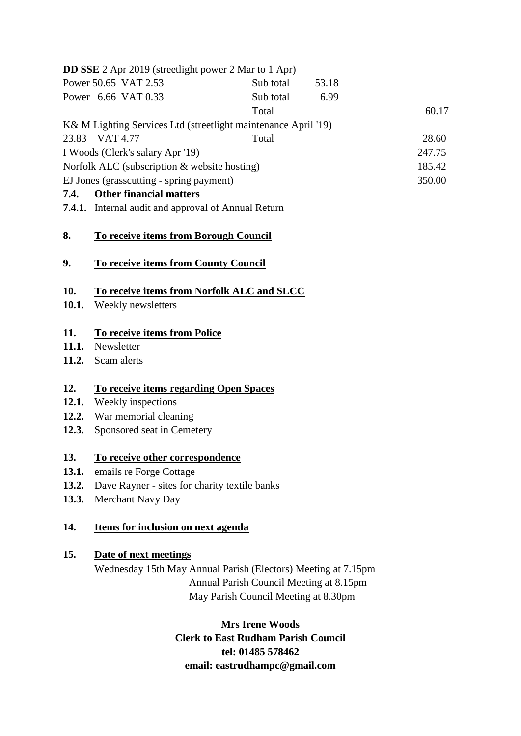**DD SSE** 2 Apr 2019 (streetlight power 2 Mar to 1 Apr)

| | | | |
|---|---|---|---|
| Power 50.65 VAT 2.53 | Sub total | 53.18 | |
| Power 6.66 VAT 0.33 | Sub total | 6.99 | |
| | Total | | 60.17 |
| K& M Lighting Services Ltd (streetlight maintenance April '19) | | | |
| 23.83 VAT 4.77 | Total | | 28.60 |
| I Woods (Clerk's salary Apr '19) | | | 247.75 |
| Norfolk ALC (subscription & website hosting) | | | 185.42 |
| EJ Jones (grasscutting - spring payment) | | | 350.00 |

**7.4. Other financial matters**

**7.4.1.** Internal audit and approval of Annual Return

**8. To receive items from Borough Council**

**9. To receive items from County Council**

**10. To receive items from Norfolk ALC and SLCC**

**10.1.** Weekly newsletters

**11. To receive items from Police**

**11.1.** Newsletter

**11.2.** Scam alerts

**12. To receive items regarding Open Spaces**

**12.1.** Weekly inspections

**12.2.** War memorial cleaning

**12.3.** Sponsored seat in Cemetery

**13. To receive other correspondence**

**13.1.** emails re Forge Cottage

**13.2.** Dave Rayner - sites for charity textile banks

**13.3.** Merchant Navy Day

**14. Items for inclusion on next agenda**

**15. Date of next meetings**

Wednesday 15th May Annual Parish (Electors) Meeting at 7.15pm
Annual Parish Council Meeting at 8.15pm
May Parish Council Meeting at 8.30pm

**Mrs Irene Woods**
**Clerk to East Rudham Parish Council**
**tel: 01485 578462**
**email: eastrudhampc@gmail.com**